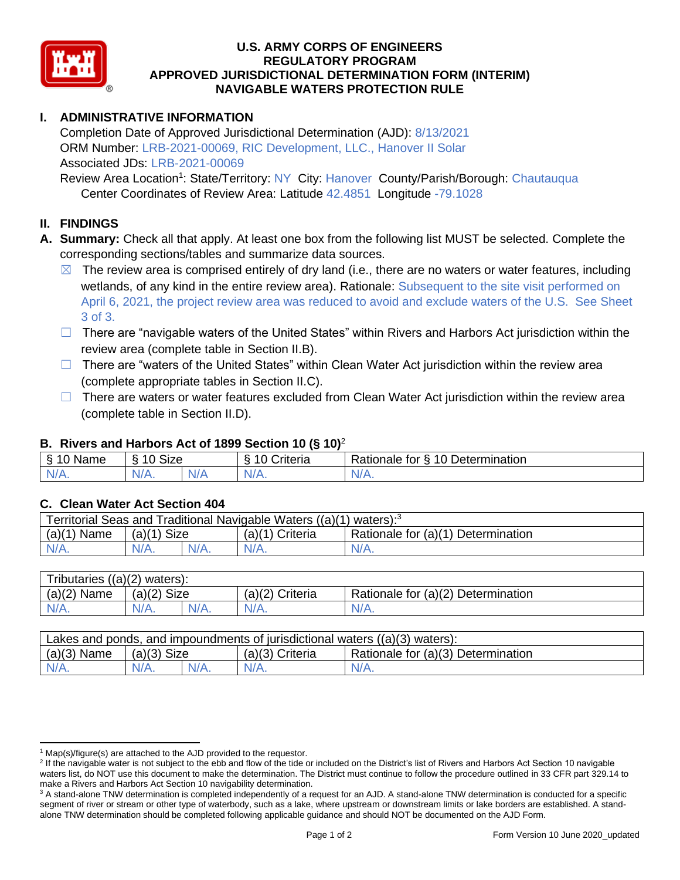# U.S. ARMY CORPS OF ENGINEERS
# REGULATORY PROGRAM
# APPROVED JURISDICTIONAL DETERMINATION FORM (INTERIM)
# NAVIGABLE WATERS PROTECTION RULE

## I. ADMINISTRATIVE INFORMATION

Completion Date of Approved Jurisdictional Determination (AJD): 8/13/2021
ORM Number: LRB-2021-00069, RIC Development, LLC., Hanover II Solar
Associated JDs: LRB-2021-00069
Review Area Location[1]: State/Territory: NY City: Hanover County/Parish/Borough: Chautauqua
Center Coordinates of Review Area: Latitude 42.4851 Longitude -79.1028

## II. FINDINGS

**A. Summary:** Check all that apply. At least one box from the following list MUST be selected. Complete the corresponding sections/tables and summarize data sources.

- ☒ The review area is comprised entirely of dry land (i.e., there are no waters or water features, including wetlands, of any kind in the entire review area). Rationale: Subsequent to the site visit performed on April 6, 2021, the project review area was reduced to avoid and exclude waters of the U.S. See Sheet 3 of 3.
- ☐ There are "navigable waters of the United States" within Rivers and Harbors Act jurisdiction within the review area (complete table in Section II.B).
- ☐ There are "waters of the United States" within Clean Water Act jurisdiction within the review area (complete appropriate tables in Section II.C).
- ☐ There are waters or water features excluded from Clean Water Act jurisdiction within the review area (complete table in Section II.D).

### B. Rivers and Harbors Act of 1899 Section 10 (§ 10)[2]

| § 10 Name | § 10 Size | | § 10 Criteria | Rationale for § 10 Determination |
|---|---|---|---|---|
| N/A. | N/A. | N/A | N/A. | N/A. |

### C. Clean Water Act Section 404

| Territorial Seas and Traditional Navigable Waters ((a)(1) waters):[3] | | | | |
|---|---|---|---|---|
| (a)(1) Name | (a)(1) Size | | (a)(1) Criteria | Rationale for (a)(1) Determination |
| N/A. | N/A. | N/A. | N/A. | N/A. |

| Tributaries ((a)(2) waters): | | | | |
|---|---|---|---|---|
| (a)(2) Name | (a)(2) Size | | (a)(2) Criteria | Rationale for (a)(2) Determination |
| N/A. | N/A. | N/A. | N/A. | N/A. |

| Lakes and ponds, and impoundments of jurisdictional waters ((a)(3) waters): | | | | |
|---|---|---|---|---|
| (a)(3) Name | (a)(3) Size | | (a)(3) Criteria | Rationale for (a)(3) Determination |
| N/A. | N/A. | N/A. | N/A. | N/A. |

[1] Map(s)/figure(s) are attached to the AJD provided to the requestor.
[2] If the navigable water is not subject to the ebb and flow of the tide or included on the District's list of Rivers and Harbors Act Section 10 navigable waters list, do NOT use this document to make the determination. The District must continue to follow the procedure outlined in 33 CFR part 329.14 to make a Rivers and Harbors Act Section 10 navigability determination.
[3] A stand-alone TNW determination is completed independently of a request for an AJD. A stand-alone TNW determination is conducted for a specific segment of river or stream or other type of waterbody, such as a lake, where upstream or downstream limits or lake borders are established. A stand-alone TNW determination should be completed following applicable guidance and should NOT be documented on the AJD Form.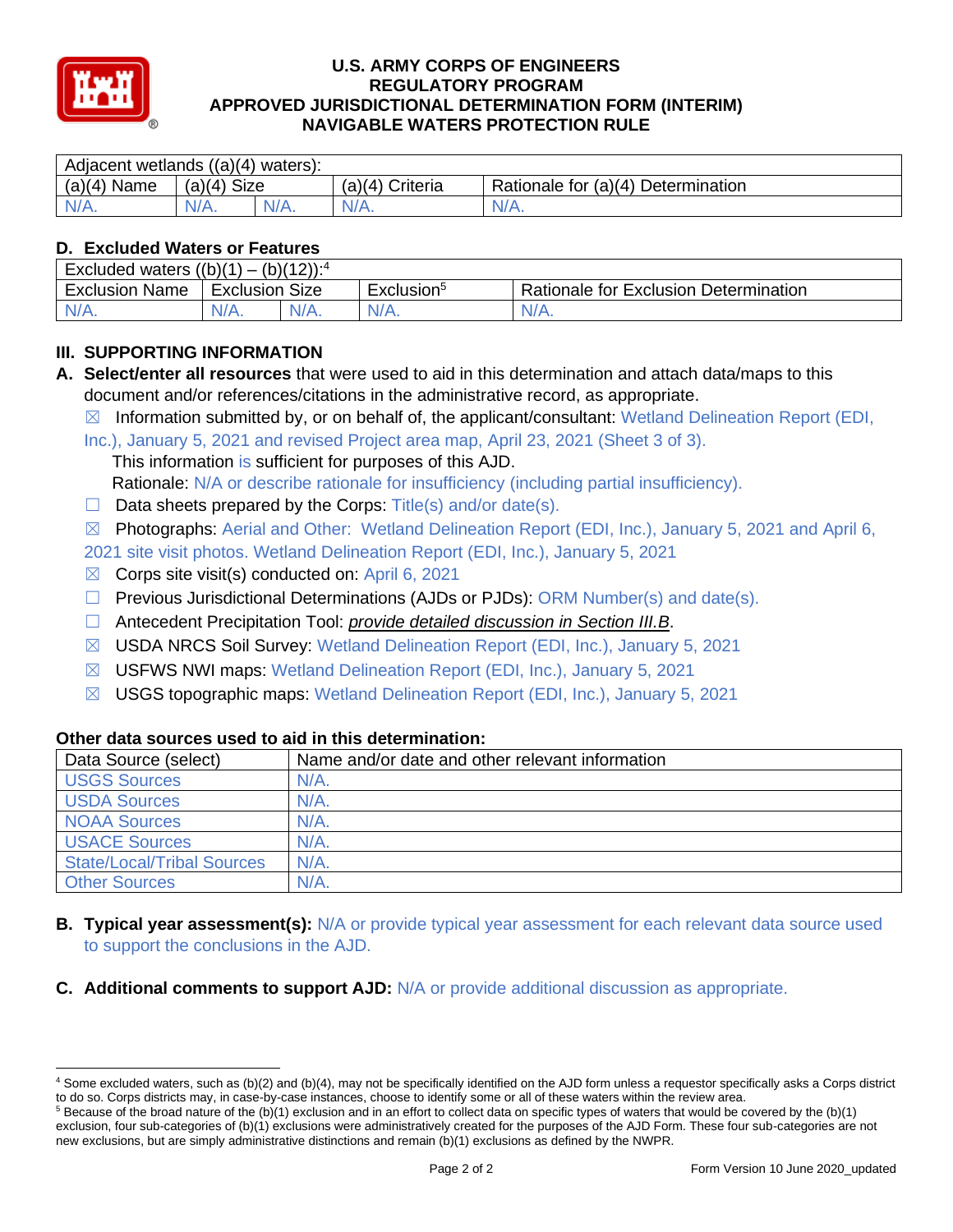# U.S. ARMY CORPS OF ENGINEERS
# REGULATORY PROGRAM
# APPROVED JURISDICTIONAL DETERMINATION FORM (INTERIM)
# NAVIGABLE WATERS PROTECTION RULE

| Adjacent wetlands ((a)(4) waters): | | | | |
|---|---|---|---|---|
| (a)(4) Name | (a)(4) Size | | (a)(4) Criteria | Rationale for (a)(4) Determination |
| N/A. | N/A. | N/A. | N/A. | N/A. |

## D. Excluded Waters or Features

| Excluded waters ((b)(1) – (b)(12)):[4] | | | | |
|---|---|---|---|---|
| Exclusion Name | Exclusion Size | | Exclusion[5] | Rationale for Exclusion Determination |
| N/A. | N/A. | N/A. | N/A. | N/A. |

## III. SUPPORTING INFORMATION

**A. Select/enter all resources** that were used to aid in this determination and attach data/maps to this document and/or references/citations in the administrative record, as appropriate.

☒ Information submitted by, or on behalf of, the applicant/consultant: Wetland Delineation Report (EDI, Inc.), January 5, 2021 and revised Project area map, April 23, 2021 (Sheet 3 of 3).
This information is sufficient for purposes of this AJD.
Rationale: N/A or describe rationale for insufficiency (including partial insufficiency).

☐ Data sheets prepared by the Corps: Title(s) and/or date(s).

☒ Photographs: Aerial and Other: Wetland Delineation Report (EDI, Inc.), January 5, 2021 and April 6, 2021 site visit photos. Wetland Delineation Report (EDI, Inc.), January 5, 2021

☒ Corps site visit(s) conducted on: April 6, 2021

☐ Previous Jurisdictional Determinations (AJDs or PJDs): ORM Number(s) and date(s).

☐ Antecedent Precipitation Tool: *provide detailed discussion in Section III.B*.

☒ USDA NRCS Soil Survey: Wetland Delineation Report (EDI, Inc.), January 5, 2021

☒ USFWS NWI maps: Wetland Delineation Report (EDI, Inc.), January 5, 2021

☒ USGS topographic maps: Wetland Delineation Report (EDI, Inc.), January 5, 2021

### Other data sources used to aid in this determination:

| Data Source (select) | Name and/or date and other relevant information |
|---|---|
| USGS Sources | N/A. |
| USDA Sources | N/A. |
| NOAA Sources | N/A. |
| USACE Sources | N/A. |
| State/Local/Tribal Sources | N/A. |
| Other Sources | N/A. |

**B. Typical year assessment(s):** N/A or provide typical year assessment for each relevant data source used to support the conclusions in the AJD.

**C. Additional comments to support AJD:** N/A or provide additional discussion as appropriate.

---

[4] Some excluded waters, such as (b)(2) and (b)(4), may not be specifically identified on the AJD form unless a requestor specifically asks a Corps district to do so. Corps districts may, in case-by-case instances, choose to identify some or all of these waters within the review area.

[5] Because of the broad nature of the (b)(1) exclusion and in an effort to collect data on specific types of waters that would be covered by the (b)(1) exclusion, four sub-categories of (b)(1) exclusions were administratively created for the purposes of the AJD Form. These four sub-categories are not new exclusions, but are simply administrative distinctions and remain (b)(1) exclusions as defined by the NWPR.

Form Version 10 June 2020_updated